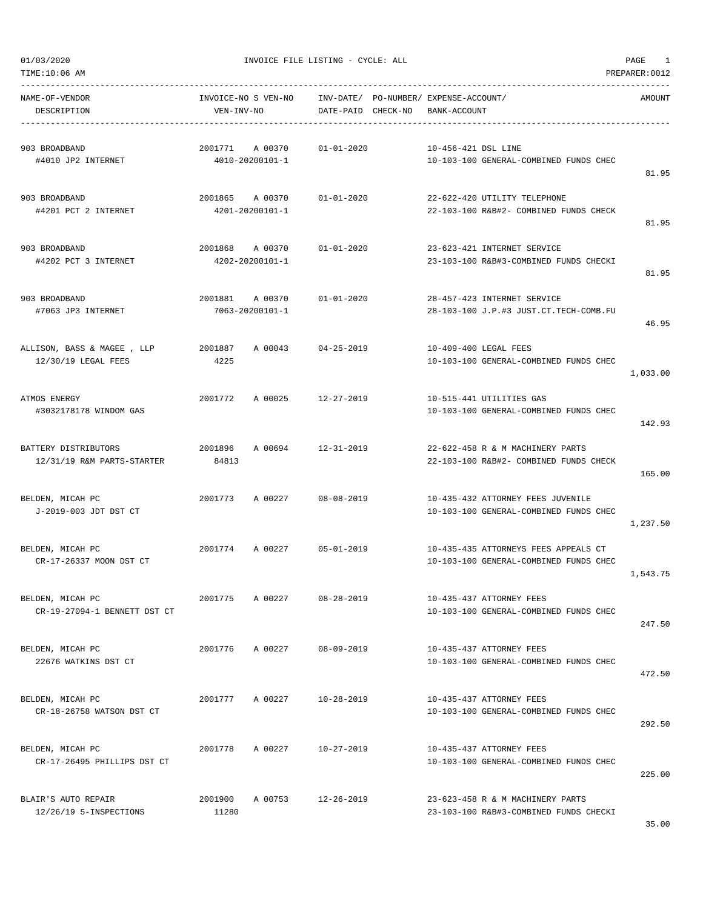01/03/2020 INVOICE FILE LISTING - CYCLE: ALL

TIME:10:06 AM PREPARER:0012

| NAME-OF-VENDOR / DESCRIPTION | INVOICE-NO | S | VEN-NO / VEN-INV-NO | INV-DATE/ DATE-PAID | PO-NUMBER/ CHECK-NO | EXPENSE-ACCOUNT/ BANK-ACCOUNT | AMOUNT |
|---|---|---|---|---|---|---|---|
| 903 BROADBAND<br>#4010 JP2 INTERNET | 2001771 | A | 00370<br>4010-20200101-1 | 01-01-2020 | | 10-456-421 DSL LINE<br>10-103-100 GENERAL-COMBINED FUNDS CHEC | 81.95 |
| 903 BROADBAND<br>#4201 PCT 2 INTERNET | 2001865 | A | 00370<br>4201-20200101-1 | 01-01-2020 | | 22-622-420 UTILITY TELEPHONE<br>22-103-100 R&B#2- COMBINED FUNDS CHECK | 81.95 |
| 903 BROADBAND<br>#4202 PCT 3 INTERNET | 2001868 | A | 00370<br>4202-20200101-1 | 01-01-2020 | | 23-623-421 INTERNET SERVICE<br>23-103-100 R&B#3-COMBINED FUNDS CHECKI | 81.95 |
| 903 BROADBAND<br>#7063 JP3 INTERNET | 2001881 | A | 00370<br>7063-20200101-1 | 01-01-2020 | | 28-457-423 INTERNET SERVICE<br>28-103-100 J.P.#3 JUST.CT.TECH-COMB.FU | 46.95 |
| ALLISON, BASS & MAGEE , LLP<br>12/30/19 LEGAL FEES | 2001887 | A | 00043<br>4225 | 04-25-2019 | | 10-409-400 LEGAL FEES<br>10-103-100 GENERAL-COMBINED FUNDS CHEC | 1,033.00 |
| ATMOS ENERGY<br>#3032178178 WINDOM GAS | 2001772 | A | 00025 | 12-27-2019 | | 10-515-441 UTILITIES GAS<br>10-103-100 GENERAL-COMBINED FUNDS CHEC | 142.93 |
| BATTERY DISTRIBUTORS<br>12/31/19 R&M PARTS-STARTER | 2001896 | A | 00694<br>84813 | 12-31-2019 | | 22-622-458 R & M MACHINERY PARTS<br>22-103-100 R&B#2- COMBINED FUNDS CHECK | 165.00 |
| BELDEN, MICAH PC<br>J-2019-003 JDT DST CT | 2001773 | A | 00227 | 08-08-2019 | | 10-435-432 ATTORNEY FEES JUVENILE<br>10-103-100 GENERAL-COMBINED FUNDS CHEC | 1,237.50 |
| BELDEN, MICAH PC<br>CR-17-26337 MOON DST CT | 2001774 | A | 00227 | 05-01-2019 | | 10-435-435 ATTORNEYS FEES APPEALS CT<br>10-103-100 GENERAL-COMBINED FUNDS CHEC | 1,543.75 |
| BELDEN, MICAH PC<br>CR-19-27094-1 BENNETT DST CT | 2001775 | A | 00227 | 08-28-2019 | | 10-435-437 ATTORNEY FEES<br>10-103-100 GENERAL-COMBINED FUNDS CHEC | 247.50 |
| BELDEN, MICAH PC<br>22676 WATKINS DST CT | 2001776 | A | 00227 | 08-09-2019 | | 10-435-437 ATTORNEY FEES<br>10-103-100 GENERAL-COMBINED FUNDS CHEC | 472.50 |
| BELDEN, MICAH PC<br>CR-18-26758 WATSON DST CT | 2001777 | A | 00227 | 10-28-2019 | | 10-435-437 ATTORNEY FEES<br>10-103-100 GENERAL-COMBINED FUNDS CHEC | 292.50 |
| BELDEN, MICAH PC<br>CR-17-26495 PHILLIPS DST CT | 2001778 | A | 00227 | 10-27-2019 | | 10-435-437 ATTORNEY FEES<br>10-103-100 GENERAL-COMBINED FUNDS CHEC | 225.00 |
| BLAIR'S AUTO REPAIR<br>12/26/19 5-INSPECTIONS | 2001900 | A | 00753<br>11280 | 12-26-2019 | | 23-623-458 R & M MACHINERY PARTS<br>23-103-100 R&B#3-COMBINED FUNDS CHECKI | 35.00 |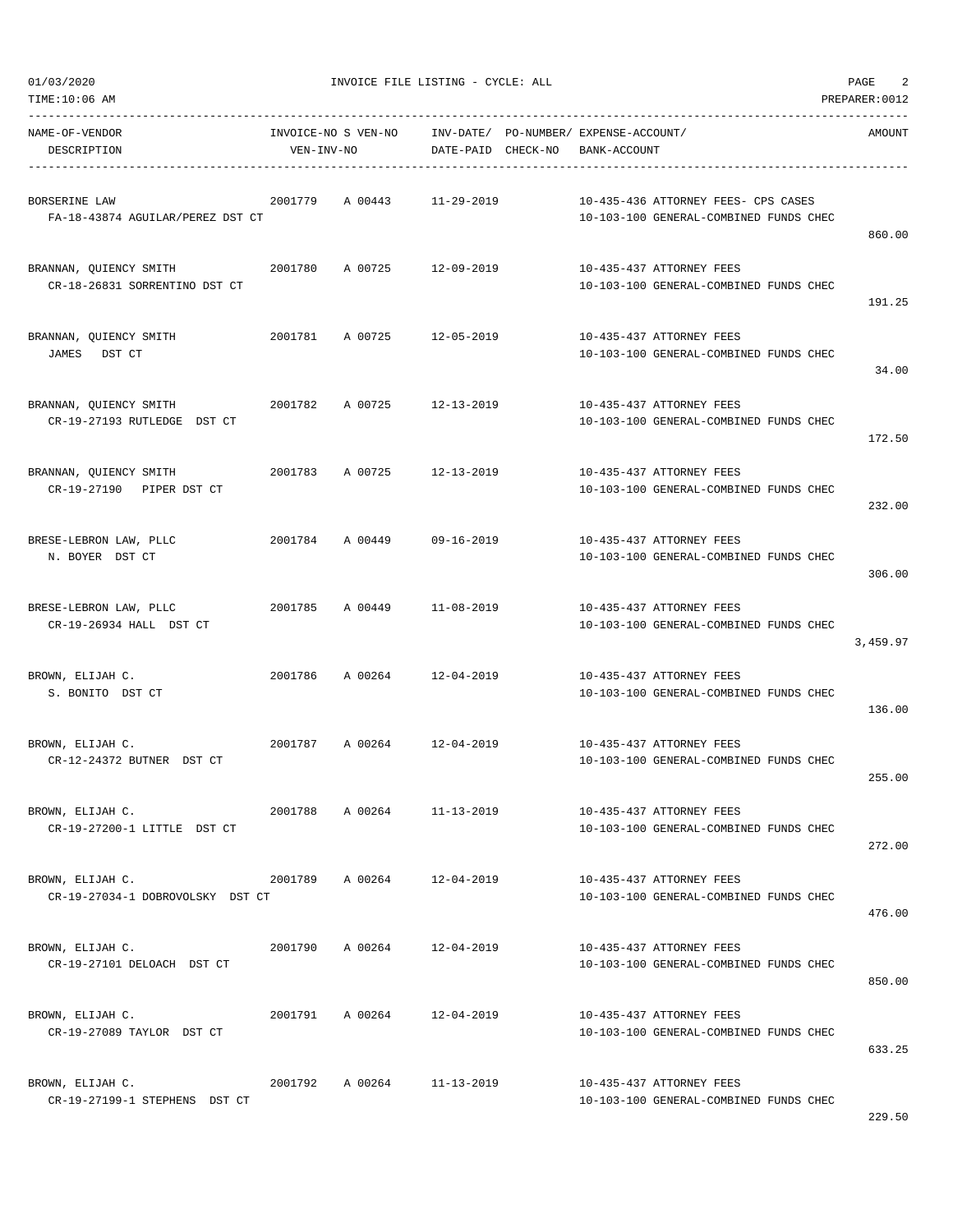01/03/2020 INVOICE FILE LISTING - CYCLE: ALL

TIME:10:06 AM PREPARER:0012

| NAME-OF-VENDOR / DESCRIPTION | INVOICE-NO | S | VEN-NO / VEN-INV-NO | INV-DATE/ DATE-PAID | PO-NUMBER/ CHECK-NO | EXPENSE-ACCOUNT/ BANK-ACCOUNT | AMOUNT |
|---|---|---|---|---|---|---|---|
| BORSERINE LAW<br>FA-18-43874 AGUILAR/PEREZ DST CT | 2001779 | | A 00443 | 11-29-2019 | | 10-435-436 ATTORNEY FEES- CPS CASES<br>10-103-100 GENERAL-COMBINED FUNDS CHEC | 860.00 |
| BRANNAN, QUIENCY SMITH<br>CR-18-26831 SORRENTINO DST CT | 2001780 | | A 00725 | 12-09-2019 | | 10-435-437 ATTORNEY FEES<br>10-103-100 GENERAL-COMBINED FUNDS CHEC | 191.25 |
| BRANNAN, QUIENCY SMITH<br>JAMES DST CT | 2001781 | | A 00725 | 12-05-2019 | | 10-435-437 ATTORNEY FEES<br>10-103-100 GENERAL-COMBINED FUNDS CHEC | 34.00 |
| BRANNAN, QUIENCY SMITH<br>CR-19-27193 RUTLEDGE DST CT | 2001782 | | A 00725 | 12-13-2019 | | 10-435-437 ATTORNEY FEES<br>10-103-100 GENERAL-COMBINED FUNDS CHEC | 172.50 |
| BRANNAN, QUIENCY SMITH<br>CR-19-27190 PIPER DST CT | 2001783 | | A 00725 | 12-13-2019 | | 10-435-437 ATTORNEY FEES<br>10-103-100 GENERAL-COMBINED FUNDS CHEC | 232.00 |
| BRESE-LEBRON LAW, PLLC<br>N. BOYER DST CT | 2001784 | | A 00449 | 09-16-2019 | | 10-435-437 ATTORNEY FEES<br>10-103-100 GENERAL-COMBINED FUNDS CHEC | 306.00 |
| BRESE-LEBRON LAW, PLLC<br>CR-19-26934 HALL DST CT | 2001785 | | A 00449 | 11-08-2019 | | 10-435-437 ATTORNEY FEES<br>10-103-100 GENERAL-COMBINED FUNDS CHEC | 3,459.97 |
| BROWN, ELIJAH C.<br>S. BONITO DST CT | 2001786 | | A 00264 | 12-04-2019 | | 10-435-437 ATTORNEY FEES<br>10-103-100 GENERAL-COMBINED FUNDS CHEC | 136.00 |
| BROWN, ELIJAH C.<br>CR-12-24372 BUTNER DST CT | 2001787 | | A 00264 | 12-04-2019 | | 10-435-437 ATTORNEY FEES<br>10-103-100 GENERAL-COMBINED FUNDS CHEC | 255.00 |
| BROWN, ELIJAH C.<br>CR-19-27200-1 LITTLE DST CT | 2001788 | | A 00264 | 11-13-2019 | | 10-435-437 ATTORNEY FEES<br>10-103-100 GENERAL-COMBINED FUNDS CHEC | 272.00 |
| BROWN, ELIJAH C.<br>CR-19-27034-1 DOBROVOLSKY DST CT | 2001789 | | A 00264 | 12-04-2019 | | 10-435-437 ATTORNEY FEES<br>10-103-100 GENERAL-COMBINED FUNDS CHEC | 476.00 |
| BROWN, ELIJAH C.<br>CR-19-27101 DELOACH DST CT | 2001790 | | A 00264 | 12-04-2019 | | 10-435-437 ATTORNEY FEES<br>10-103-100 GENERAL-COMBINED FUNDS CHEC | 850.00 |
| BROWN, ELIJAH C.<br>CR-19-27089 TAYLOR DST CT | 2001791 | | A 00264 | 12-04-2019 | | 10-435-437 ATTORNEY FEES<br>10-103-100 GENERAL-COMBINED FUNDS CHEC | 633.25 |
| BROWN, ELIJAH C.<br>CR-19-27199-1 STEPHENS DST CT | 2001792 | | A 00264 | 11-13-2019 | | 10-435-437 ATTORNEY FEES<br>10-103-100 GENERAL-COMBINED FUNDS CHEC | 229.50 |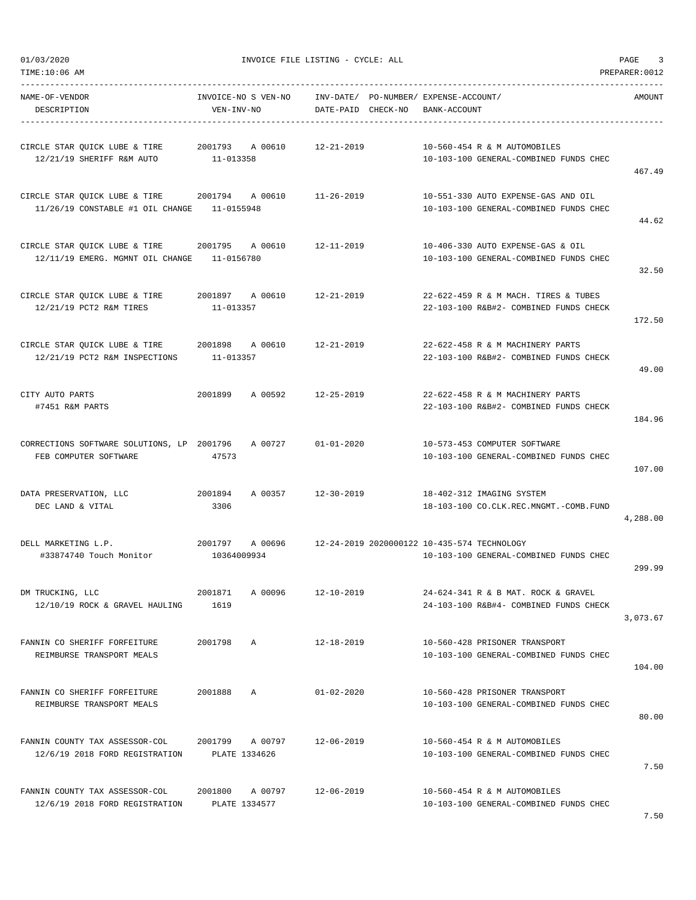01/03/2020 INVOICE FILE LISTING - CYCLE: ALL

TIME:10:06 AM PREPARER:0012

| NAME-OF-VENDOR / DESCRIPTION | INVOICE-NO S VEN-NO / VEN-INV-NO | INV-DATE/ DATE-PAID | PO-NUMBER/ CHECK-NO | EXPENSE-ACCOUNT/ BANK-ACCOUNT | AMOUNT |
|---|---|---|---|---|---|
| CIRCLE STAR QUICK LUBE & TIRE<br>12/21/19 SHERIFF R&M AUTO | 2001793 A 00610<br>11-013358 | 12-21-2019 | | 10-560-454 R & M AUTOMOBILES<br>10-103-100 GENERAL-COMBINED FUNDS CHEC | 467.49 |
| CIRCLE STAR QUICK LUBE & TIRE<br>11/26/19 CONSTABLE #1 OIL CHANGE | 2001794 A 00610<br>11-0155948 | 11-26-2019 | | 10-551-330 AUTO EXPENSE-GAS AND OIL<br>10-103-100 GENERAL-COMBINED FUNDS CHEC | 44.62 |
| CIRCLE STAR QUICK LUBE & TIRE<br>12/11/19 EMERG. MGMNT OIL CHANGE | 2001795 A 00610<br>11-0156780 | 12-11-2019 | | 10-406-330 AUTO EXPENSE-GAS & OIL<br>10-103-100 GENERAL-COMBINED FUNDS CHEC | 32.50 |
| CIRCLE STAR QUICK LUBE & TIRE<br>12/21/19 PCT2 R&M TIRES | 2001897 A 00610<br>11-013357 | 12-21-2019 | | 22-622-459 R & M MACH. TIRES & TUBES<br>22-103-100 R&B#2- COMBINED FUNDS CHECK | 172.50 |
| CIRCLE STAR QUICK LUBE & TIRE<br>12/21/19 PCT2 R&M INSPECTIONS | 2001898 A 00610<br>11-013357 | 12-21-2019 | | 22-622-458 R & M MACHINERY PARTS<br>22-103-100 R&B#2- COMBINED FUNDS CHECK | 49.00 |
| CITY AUTO PARTS<br>#7451 R&M PARTS | 2001899 A 00592 | 12-25-2019 | | 22-622-458 R & M MACHINERY PARTS<br>22-103-100 R&B#2- COMBINED FUNDS CHECK | 184.96 |
| CORRECTIONS SOFTWARE SOLUTIONS, LP<br>FEB COMPUTER SOFTWARE | 2001796 A 00727<br>47573 | 01-01-2020 | | 10-573-453 COMPUTER SOFTWARE<br>10-103-100 GENERAL-COMBINED FUNDS CHEC | 107.00 |
| DATA PRESERVATION, LLC<br>DEC LAND & VITAL | 2001894 A 00357<br>3306 | 12-30-2019 | | 18-402-312 IMAGING SYSTEM<br>18-103-100 CO.CLK.REC.MNGMT.-COMB.FUND | 4,288.00 |
| DELL MARKETING L.P.<br>#33874740 Touch Monitor | 2001797 A 00696<br>10364009934 | 12-24-2019 | 2020000122 | 10-435-574 TECHNOLOGY<br>10-103-100 GENERAL-COMBINED FUNDS CHEC | 299.99 |
| DM TRUCKING, LLC<br>12/10/19 ROCK & GRAVEL HAULING | 2001871 A 00096<br>1619 | 12-10-2019 | | 24-624-341 R & B MAT. ROCK & GRAVEL<br>24-103-100 R&B#4- COMBINED FUNDS CHECK | 3,073.67 |
| FANNIN CO SHERIFF FORFEITURE<br>REIMBURSE TRANSPORT MEALS | 2001798 A | 12-18-2019 | | 10-560-428 PRISONER TRANSPORT<br>10-103-100 GENERAL-COMBINED FUNDS CHEC | 104.00 |
| FANNIN CO SHERIFF FORFEITURE<br>REIMBURSE TRANSPORT MEALS | 2001888 A | 01-02-2020 | | 10-560-428 PRISONER TRANSPORT<br>10-103-100 GENERAL-COMBINED FUNDS CHEC | 80.00 |
| FANNIN COUNTY TAX ASSESSOR-COL<br>12/6/19 2018 FORD REGISTRATION | 2001799 A 00797<br>PLATE 1334626 | 12-06-2019 | | 10-560-454 R & M AUTOMOBILES<br>10-103-100 GENERAL-COMBINED FUNDS CHEC | 7.50 |
| FANNIN COUNTY TAX ASSESSOR-COL<br>12/6/19 2018 FORD REGISTRATION | 2001800 A 00797<br>PLATE 1334577 | 12-06-2019 | | 10-560-454 R & M AUTOMOBILES<br>10-103-100 GENERAL-COMBINED FUNDS CHEC | 7.50 |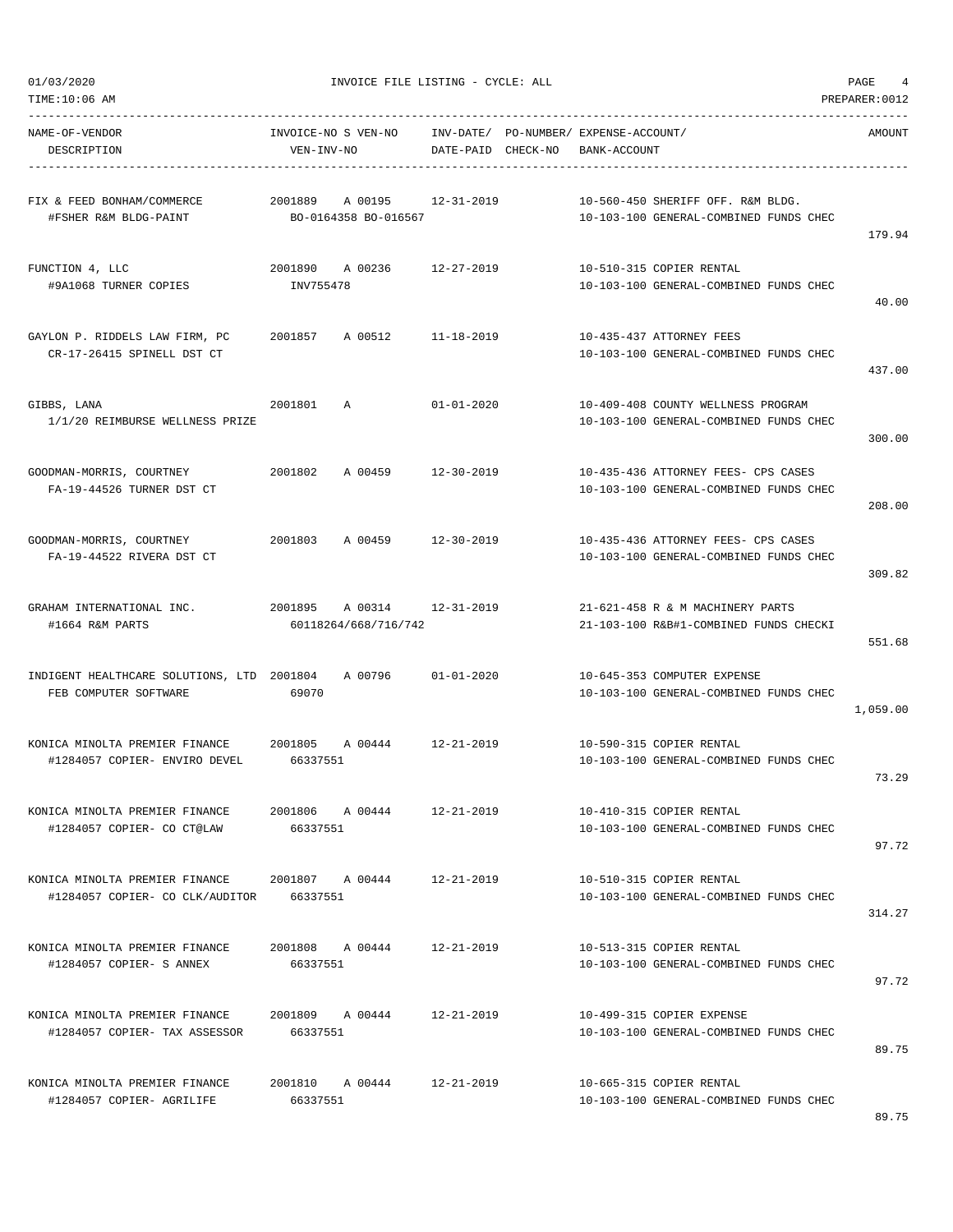01/03/2020 INVOICE FILE LISTING - CYCLE: ALL

TIME:10:06 AM PREPARER:0012

| NAME-OF-VENDOR / DESCRIPTION | INVOICE-NO | S | VEN-NO / VEN-INV-NO | INV-DATE/ DATE-PAID | PO-NUMBER/ CHECK-NO | EXPENSE-ACCOUNT/ BANK-ACCOUNT | AMOUNT |
|---|---|---|---|---|---|---|---|
| FIX & FEED BONHAM/COMMERCE<br>#FSHER R&M BLDG-PAINT | 2001889 | A | 00195<br>BO-0164358 BO-016567 | 12-31-2019 | | 10-560-450 SHERIFF OFF. R&M BLDG.<br>10-103-100 GENERAL-COMBINED FUNDS CHEC | 179.94 |
| FUNCTION 4, LLC<br>#9A1068 TURNER COPIES | 2001890 | A | 00236<br>INV755478 | 12-27-2019 | | 10-510-315 COPIER RENTAL<br>10-103-100 GENERAL-COMBINED FUNDS CHEC | 40.00 |
| GAYLON P. RIDDELS LAW FIRM, PC<br>CR-17-26415 SPINELL DST CT | 2001857 | A | 00512 | 11-18-2019 | | 10-435-437 ATTORNEY FEES<br>10-103-100 GENERAL-COMBINED FUNDS CHEC | 437.00 |
| GIBBS, LANA<br>1/1/20 REIMBURSE WELLNESS PRIZE | 2001801 | A | | 01-01-2020 | | 10-409-408 COUNTY WELLNESS PROGRAM<br>10-103-100 GENERAL-COMBINED FUNDS CHEC | 300.00 |
| GOODMAN-MORRIS, COURTNEY<br>FA-19-44526 TURNER DST CT | 2001802 | A | 00459 | 12-30-2019 | | 10-435-436 ATTORNEY FEES- CPS CASES<br>10-103-100 GENERAL-COMBINED FUNDS CHEC | 208.00 |
| GOODMAN-MORRIS, COURTNEY<br>FA-19-44522 RIVERA DST CT | 2001803 | A | 00459 | 12-30-2019 | | 10-435-436 ATTORNEY FEES- CPS CASES<br>10-103-100 GENERAL-COMBINED FUNDS CHEC | 309.82 |
| GRAHAM INTERNATIONAL INC.<br>#1664 R&M PARTS | 2001895 | A | 00314<br>60118264/668/716/742 | 12-31-2019 | | 21-621-458 R & M MACHINERY PARTS<br>21-103-100 R&B#1-COMBINED FUNDS CHECKI | 551.68 |
| INDIGENT HEALTHCARE SOLUTIONS, LTD<br>FEB COMPUTER SOFTWARE | 2001804 | A | 00796<br>69070 | 01-01-2020 | | 10-645-353 COMPUTER EXPENSE<br>10-103-100 GENERAL-COMBINED FUNDS CHEC | 1,059.00 |
| KONICA MINOLTA PREMIER FINANCE<br>#1284057 COPIER- ENVIRO DEVEL | 2001805 | A | 00444<br>66337551 | 12-21-2019 | | 10-590-315 COPIER RENTAL<br>10-103-100 GENERAL-COMBINED FUNDS CHEC | 73.29 |
| KONICA MINOLTA PREMIER FINANCE<br>#1284057 COPIER- CO CT@LAW | 2001806 | A | 00444<br>66337551 | 12-21-2019 | | 10-410-315 COPIER RENTAL<br>10-103-100 GENERAL-COMBINED FUNDS CHEC | 97.72 |
| KONICA MINOLTA PREMIER FINANCE<br>#1284057 COPIER- CO CLK/AUDITOR | 2001807 | A | 00444<br>66337551 | 12-21-2019 | | 10-510-315 COPIER RENTAL<br>10-103-100 GENERAL-COMBINED FUNDS CHEC | 314.27 |
| KONICA MINOLTA PREMIER FINANCE<br>#1284057 COPIER- S ANNEX | 2001808 | A | 00444<br>66337551 | 12-21-2019 | | 10-513-315 COPIER RENTAL<br>10-103-100 GENERAL-COMBINED FUNDS CHEC | 97.72 |
| KONICA MINOLTA PREMIER FINANCE<br>#1284057 COPIER- TAX ASSESSOR | 2001809 | A | 00444<br>66337551 | 12-21-2019 | | 10-499-315 COPIER EXPENSE<br>10-103-100 GENERAL-COMBINED FUNDS CHEC | 89.75 |
| KONICA MINOLTA PREMIER FINANCE<br>#1284057 COPIER- AGRILIFE | 2001810 | A | 00444<br>66337551 | 12-21-2019 | | 10-665-315 COPIER RENTAL<br>10-103-100 GENERAL-COMBINED FUNDS CHEC | 89.75 |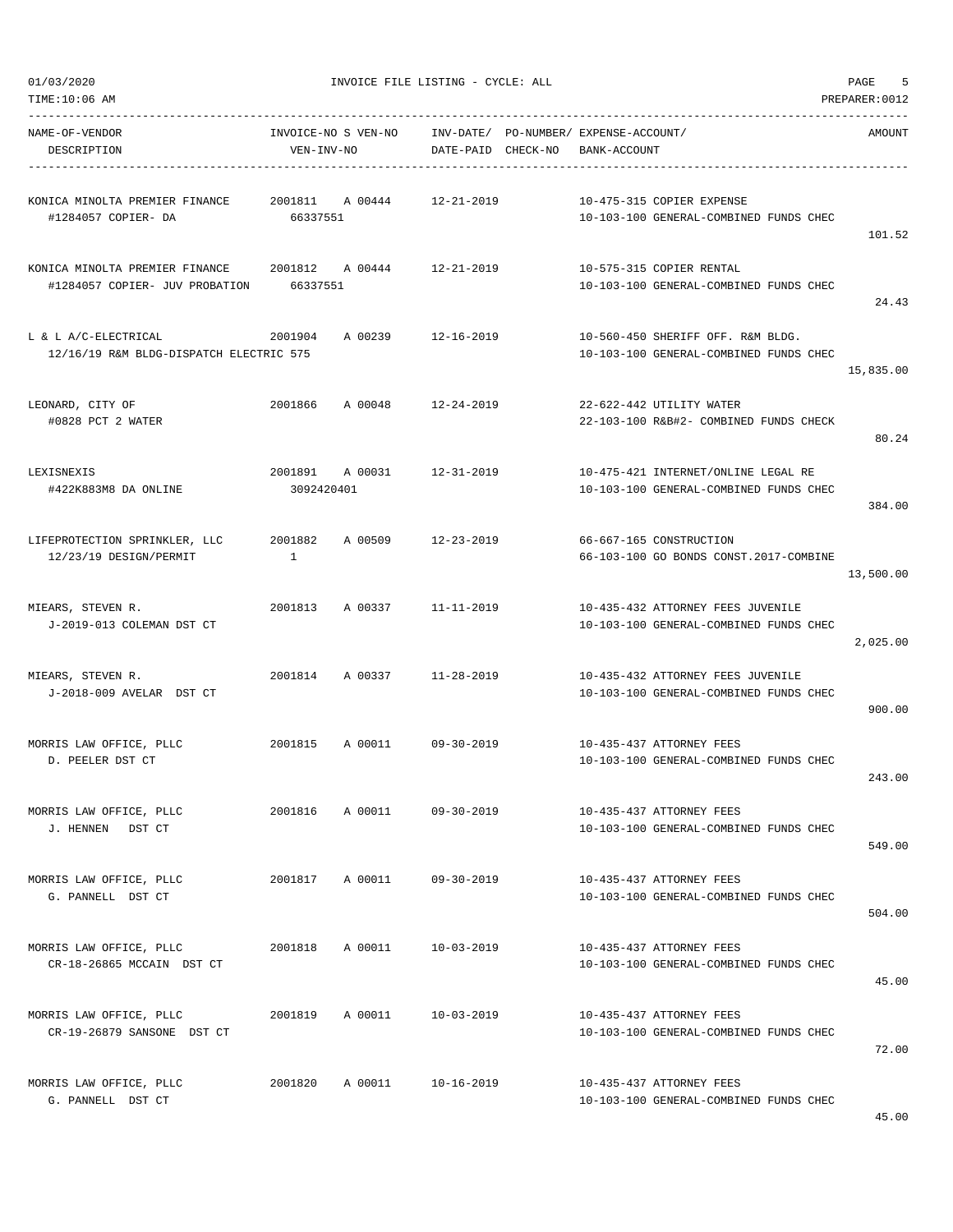01/03/2020 INVOICE FILE LISTING - CYCLE: ALL

TIME:10:06 AM PREPARER:0012

| NAME-OF-VENDOR / DESCRIPTION | INVOICE-NO S VEN-NO / VEN-INV-NO | INV-DATE/ DATE-PAID | PO-NUMBER/ CHECK-NO | EXPENSE-ACCOUNT/ BANK-ACCOUNT | AMOUNT |
|---|---|---|---|---|---|
| KONICA MINOLTA PREMIER FINANCE<br>#1284057 COPIER- DA | 2001811 A 00444<br>66337551 | 12-21-2019 | | 10-475-315 COPIER EXPENSE<br>10-103-100 GENERAL-COMBINED FUNDS CHEC | 101.52 |
| KONICA MINOLTA PREMIER FINANCE<br>#1284057 COPIER- JUV PROBATION | 2001812 A 00444<br>66337551 | 12-21-2019 | | 10-575-315 COPIER RENTAL<br>10-103-100 GENERAL-COMBINED FUNDS CHEC | 24.43 |
| L & L A/C-ELECTRICAL<br>12/16/19 R&M BLDG-DISPATCH ELECTRIC 575 | 2001904 A 00239 | 12-16-2019 | | 10-560-450 SHERIFF OFF. R&M BLDG.<br>10-103-100 GENERAL-COMBINED FUNDS CHEC | 15,835.00 |
| LEONARD, CITY OF<br>#0828 PCT 2 WATER | 2001866 A 00048 | 12-24-2019 | | 22-622-442 UTILITY WATER<br>22-103-100 R&B#2- COMBINED FUNDS CHECK | 80.24 |
| LEXISNEXIS<br>#422K883M8 DA ONLINE | 2001891 A 00031<br>3092420401 | 12-31-2019 | | 10-475-421 INTERNET/ONLINE LEGAL RE<br>10-103-100 GENERAL-COMBINED FUNDS CHEC | 384.00 |
| LIFEPROTECTION SPRINKLER, LLC<br>12/23/19 DESIGN/PERMIT | 2001882 A 00509<br>1 | 12-23-2019 | | 66-667-165 CONSTRUCTION<br>66-103-100 GO BONDS CONST.2017-COMBINE | 13,500.00 |
| MIEARS, STEVEN R.<br>J-2019-013 COLEMAN DST CT | 2001813 A 00337 | 11-11-2019 | | 10-435-432 ATTORNEY FEES JUVENILE<br>10-103-100 GENERAL-COMBINED FUNDS CHEC | 2,025.00 |
| MIEARS, STEVEN R.<br>J-2018-009 AVELAR DST CT | 2001814 A 00337 | 11-28-2019 | | 10-435-432 ATTORNEY FEES JUVENILE<br>10-103-100 GENERAL-COMBINED FUNDS CHEC | 900.00 |
| MORRIS LAW OFFICE, PLLC<br>D. PEELER DST CT | 2001815 A 00011 | 09-30-2019 | | 10-435-437 ATTORNEY FEES<br>10-103-100 GENERAL-COMBINED FUNDS CHEC | 243.00 |
| MORRIS LAW OFFICE, PLLC<br>J. HENNEN DST CT | 2001816 A 00011 | 09-30-2019 | | 10-435-437 ATTORNEY FEES<br>10-103-100 GENERAL-COMBINED FUNDS CHEC | 549.00 |
| MORRIS LAW OFFICE, PLLC<br>G. PANNELL DST CT | 2001817 A 00011 | 09-30-2019 | | 10-435-437 ATTORNEY FEES<br>10-103-100 GENERAL-COMBINED FUNDS CHEC | 504.00 |
| MORRIS LAW OFFICE, PLLC<br>CR-18-26865 MCCAIN DST CT | 2001818 A 00011 | 10-03-2019 | | 10-435-437 ATTORNEY FEES<br>10-103-100 GENERAL-COMBINED FUNDS CHEC | 45.00 |
| MORRIS LAW OFFICE, PLLC<br>CR-19-26879 SANSONE DST CT | 2001819 A 00011 | 10-03-2019 | | 10-435-437 ATTORNEY FEES<br>10-103-100 GENERAL-COMBINED FUNDS CHEC | 72.00 |
| MORRIS LAW OFFICE, PLLC<br>G. PANNELL DST CT | 2001820 A 00011 | 10-16-2019 | | 10-435-437 ATTORNEY FEES<br>10-103-100 GENERAL-COMBINED FUNDS CHEC | 45.00 |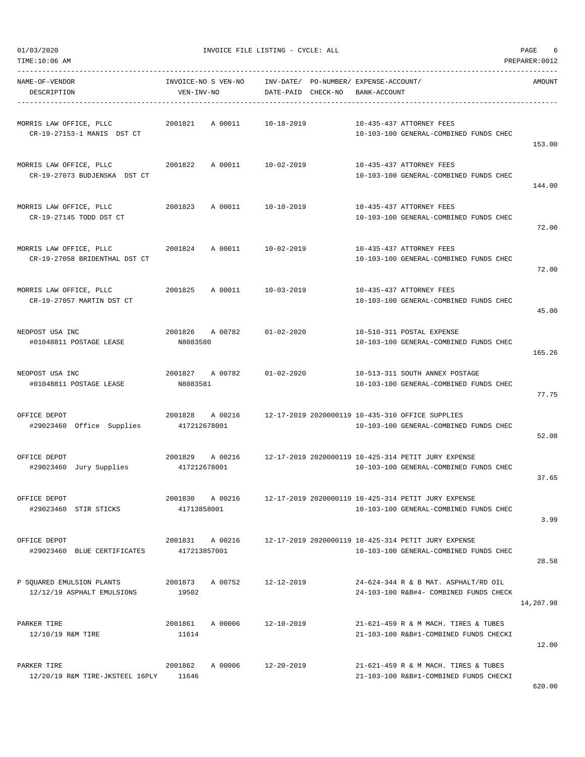01/03/2020 INVOICE FILE LISTING - CYCLE: ALL

TIME:10:06 AM PREPARER:0012

| NAME-OF-VENDOR / DESCRIPTION | INVOICE-NO S VEN-NO / VEN-INV-NO | INV-DATE/ DATE-PAID | PO-NUMBER/ CHECK-NO | EXPENSE-ACCOUNT/ BANK-ACCOUNT | AMOUNT |
|---|---|---|---|---|---|
| MORRIS LAW OFFICE, PLLC<br>CR-19-27153-1 MANIS DST CT | 2001821 A 00011 | 10-18-2019 | | 10-435-437 ATTORNEY FEES<br>10-103-100 GENERAL-COMBINED FUNDS CHEC | 153.00 |
| MORRIS LAW OFFICE, PLLC<br>CR-19-27073 BUDJENSKA DST CT | 2001822 A 00011 | 10-02-2019 | | 10-435-437 ATTORNEY FEES<br>10-103-100 GENERAL-COMBINED FUNDS CHEC | 144.00 |
| MORRIS LAW OFFICE, PLLC<br>CR-19-27145 TODD DST CT | 2001823 A 00011 | 10-10-2019 | | 10-435-437 ATTORNEY FEES<br>10-103-100 GENERAL-COMBINED FUNDS CHEC | 72.00 |
| MORRIS LAW OFFICE, PLLC<br>CR-19-27058 BRIDENTHAL DST CT | 2001824 A 00011 | 10-02-2019 | | 10-435-437 ATTORNEY FEES<br>10-103-100 GENERAL-COMBINED FUNDS CHEC | 72.00 |
| MORRIS LAW OFFICE, PLLC<br>CR-19-27057 MARTIN DST CT | 2001825 A 00011 | 10-03-2019 | | 10-435-437 ATTORNEY FEES<br>10-103-100 GENERAL-COMBINED FUNDS CHEC | 45.00 |
| NEOPOST USA INC<br>#01048811 POSTAGE LEASE | 2001826 A 00782<br>N8083580 | 01-02-2020 | | 10-510-311 POSTAL EXPENSE<br>10-103-100 GENERAL-COMBINED FUNDS CHEC | 165.26 |
| NEOPOST USA INC<br>#01048811 POSTAGE LEASE | 2001827 A 00782<br>N8083581 | 01-02-2020 | | 10-513-311 SOUTH ANNEX POSTAGE<br>10-103-100 GENERAL-COMBINED FUNDS CHEC | 77.75 |
| OFFICE DEPOT<br>#29023460 Office Supplies | 2001828 A 00216<br>417212678001 | 12-17-2019 | 2020000119 | 10-435-310 OFFICE SUPPLIES<br>10-103-100 GENERAL-COMBINED FUNDS CHEC | 52.08 |
| OFFICE DEPOT<br>#29023460 Jury Supplies | 2001829 A 00216<br>417212678001 | 12-17-2019 | 2020000119 | 10-425-314 PETIT JURY EXPENSE<br>10-103-100 GENERAL-COMBINED FUNDS CHEC | 37.65 |
| OFFICE DEPOT<br>#29023460 STIR STICKS | 2001830 A 00216<br>41713858001 | 12-17-2019 | 2020000119 | 10-425-314 PETIT JURY EXPENSE<br>10-103-100 GENERAL-COMBINED FUNDS CHEC | 3.99 |
| OFFICE DEPOT<br>#29023460 BLUE CERTIFICATES | 2001831 A 00216<br>417213857001 | 12-17-2019 | 2020000119 | 10-425-314 PETIT JURY EXPENSE<br>10-103-100 GENERAL-COMBINED FUNDS CHEC | 28.58 |
| P SQUARED EMULSION PLANTS<br>12/12/19 ASPHALT EMULSIONS | 2001873 A 00752<br>19502 | 12-12-2019 | | 24-624-344 R & B MAT. ASPHALT/RD OIL<br>24-103-100 R&B#4- COMBINED FUNDS CHECK | 14,207.98 |
| PARKER TIRE<br>12/10/19 R&M TIRE | 2001861 A 00006<br>11614 | 12-10-2019 | | 21-621-459 R & M MACH. TIRES & TUBES<br>21-103-100 R&B#1-COMBINED FUNDS CHECKI | 12.00 |
| PARKER TIRE<br>12/20/19 R&M TIRE-JKSTEEL 16PLY | 2001862 A 00006<br>11646 | 12-20-2019 | | 21-621-459 R & M MACH. TIRES & TUBES<br>21-103-100 R&B#1-COMBINED FUNDS CHECKI | 620.00 |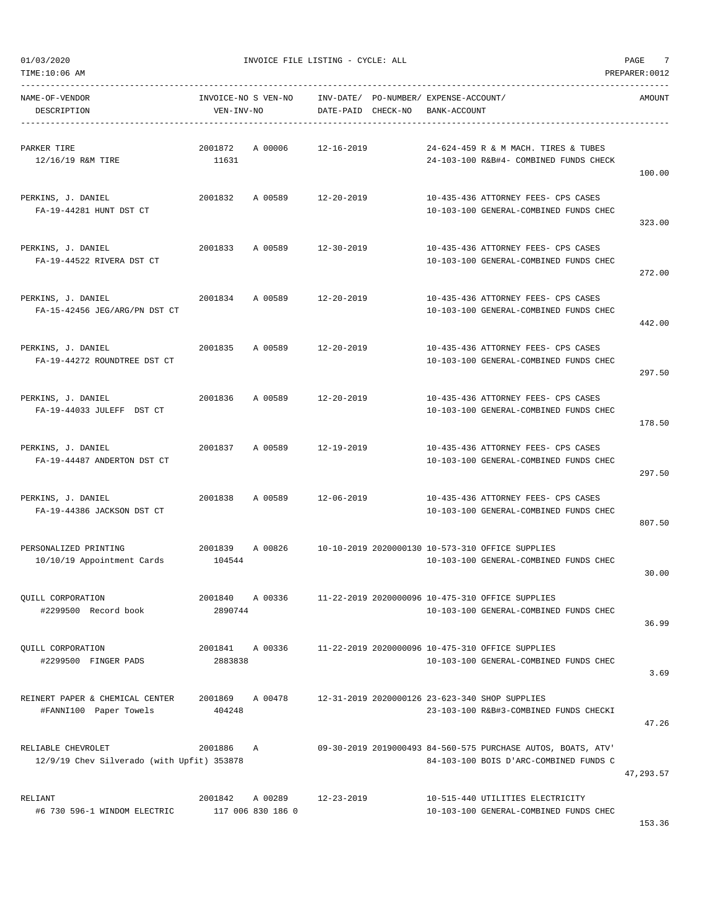01/03/2020 INVOICE FILE LISTING - CYCLE: ALL
TIME:10:06 AM PREPARER:0012

| NAME-OF-VENDOR / DESCRIPTION | INVOICE-NO / VEN-INV-NO | S | VEN-NO | INV-DATE/ DATE-PAID | PO-NUMBER/ CHECK-NO | EXPENSE-ACCOUNT/ BANK-ACCOUNT | AMOUNT |
|---|---|---|---|---|---|---|---|
| PARKER TIRE<br>12/16/19 R&M TIRE | 2001872<br>11631 | A | 00006 | 12-16-2019 | | 24-624-459 R & M MACH. TIRES & TUBES<br>24-103-100 R&B#4- COMBINED FUNDS CHECK | 100.00 |
| PERKINS, J. DANIEL<br>FA-19-44281 HUNT DST CT | 2001832 | A | 00589 | 12-20-2019 | | 10-435-436 ATTORNEY FEES- CPS CASES<br>10-103-100 GENERAL-COMBINED FUNDS CHEC | 323.00 |
| PERKINS, J. DANIEL<br>FA-19-44522 RIVERA DST CT | 2001833 | A | 00589 | 12-30-2019 | | 10-435-436 ATTORNEY FEES- CPS CASES<br>10-103-100 GENERAL-COMBINED FUNDS CHEC | 272.00 |
| PERKINS, J. DANIEL<br>FA-15-42456 JEG/ARG/PN DST CT | 2001834 | A | 00589 | 12-20-2019 | | 10-435-436 ATTORNEY FEES- CPS CASES<br>10-103-100 GENERAL-COMBINED FUNDS CHEC | 442.00 |
| PERKINS, J. DANIEL<br>FA-19-44272 ROUNDTREE DST CT | 2001835 | A | 00589 | 12-20-2019 | | 10-435-436 ATTORNEY FEES- CPS CASES<br>10-103-100 GENERAL-COMBINED FUNDS CHEC | 297.50 |
| PERKINS, J. DANIEL<br>FA-19-44033 JULEFF DST CT | 2001836 | A | 00589 | 12-20-2019 | | 10-435-436 ATTORNEY FEES- CPS CASES<br>10-103-100 GENERAL-COMBINED FUNDS CHEC | 178.50 |
| PERKINS, J. DANIEL<br>FA-19-44487 ANDERTON DST CT | 2001837 | A | 00589 | 12-19-2019 | | 10-435-436 ATTORNEY FEES- CPS CASES<br>10-103-100 GENERAL-COMBINED FUNDS CHEC | 297.50 |
| PERKINS, J. DANIEL<br>FA-19-44386 JACKSON DST CT | 2001838 | A | 00589 | 12-06-2019 | | 10-435-436 ATTORNEY FEES- CPS CASES<br>10-103-100 GENERAL-COMBINED FUNDS CHEC | 807.50 |
| PERSONALIZED PRINTING<br>10/10/19 Appointment Cards | 2001839<br>104544 | A | 00826 | 10-10-2019 | 2020000130 | 10-573-310 OFFICE SUPPLIES<br>10-103-100 GENERAL-COMBINED FUNDS CHEC | 30.00 |
| QUILL CORPORATION<br>#2299500 Record book | 2001840<br>2890744 | A | 00336 | 11-22-2019 | 2020000096 | 10-475-310 OFFICE SUPPLIES<br>10-103-100 GENERAL-COMBINED FUNDS CHEC | 36.99 |
| QUILL CORPORATION<br>#2299500 FINGER PADS | 2001841<br>2883838 | A | 00336 | 11-22-2019 | 2020000096 | 10-475-310 OFFICE SUPPLIES<br>10-103-100 GENERAL-COMBINED FUNDS CHEC | 3.69 |
| REINERT PAPER & CHEMICAL CENTER<br>#FANNI100 Paper Towels | 2001869<br>404248 | A | 00478 | 12-31-2019 | 2020000126 | 23-623-340 SHOP SUPPLIES<br>23-103-100 R&B#3-COMBINED FUNDS CHECKI | 47.26 |
| RELIABLE CHEVROLET<br>12/9/19 Chev Silverado (with Upfit) | 2001886<br>353878 | A | | 09-30-2019 | 2019000493 | 84-560-575 PURCHASE AUTOS, BOATS, ATV'<br>84-103-100 BOIS D'ARC-COMBINED FUNDS C | 47,293.57 |
| RELIANT<br>#6 730 596-1 WINDOM ELECTRIC | 2001842<br>117 006 830 186 0 | A | 00289 | 12-23-2019 | | 10-515-440 UTILITIES ELECTRICITY<br>10-103-100 GENERAL-COMBINED FUNDS CHEC | 153.36 |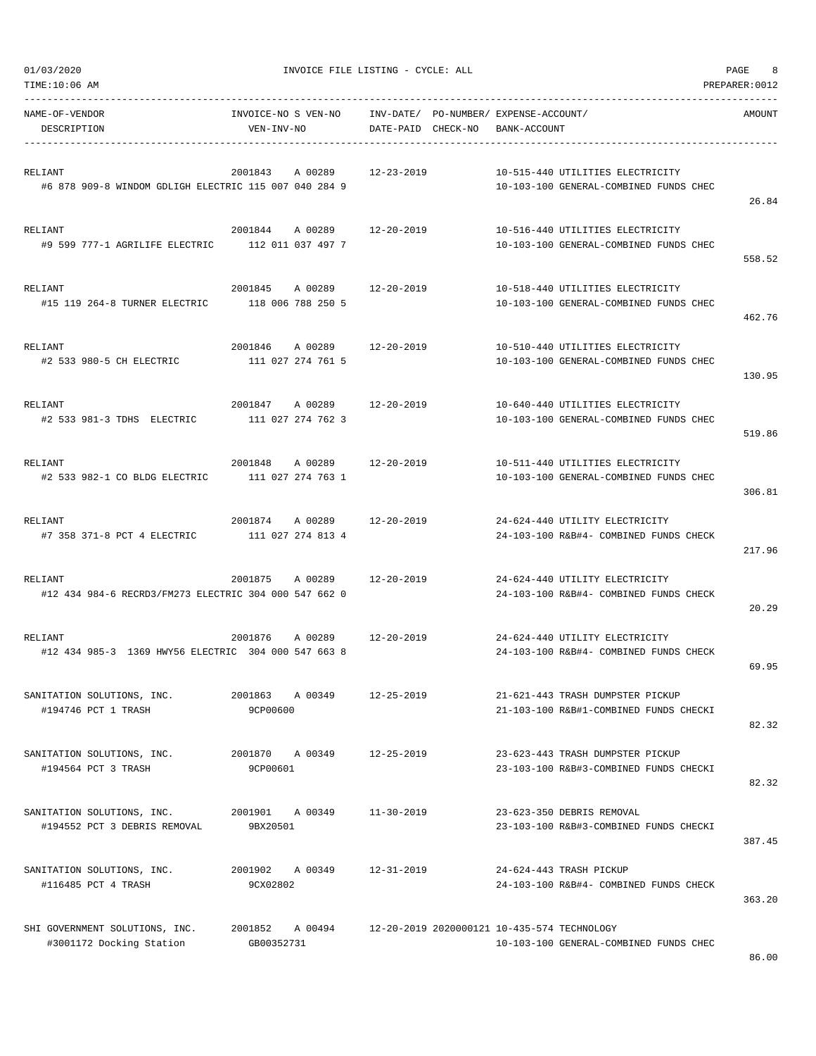INVOICE FILE LISTING - CYCLE: ALL

| NAME-OF-VENDOR / DESCRIPTION | INVOICE-NO S VEN-NO / VEN-INV-NO | INV-DATE/ DATE-PAID | PO-NUMBER/ CHECK-NO | EXPENSE-ACCOUNT/ BANK-ACCOUNT | AMOUNT |
|---|---|---|---|---|---|
| RELIANT<br>#6 878 909-8 WINDOM GDLIGH ELECTRIC | 2001843 A 00289<br>115 007 040 284 9 | 12-23-2019 | | 10-515-440 UTILITIES ELECTRICITY<br>10-103-100 GENERAL-COMBINED FUNDS CHEC | 26.84 |
| RELIANT<br>#9 599 777-1 AGRILIFE ELECTRIC | 2001844 A 00289<br>112 011 037 497 7 | 12-20-2019 | | 10-516-440 UTILITIES ELECTRICITY<br>10-103-100 GENERAL-COMBINED FUNDS CHEC | 558.52 |
| RELIANT<br>#15 119 264-8 TURNER ELECTRIC | 2001845 A 00289<br>118 006 788 250 5 | 12-20-2019 | | 10-518-440 UTILITIES ELECTRICITY<br>10-103-100 GENERAL-COMBINED FUNDS CHEC | 462.76 |
| RELIANT<br>#2 533 980-5 CH ELECTRIC | 2001846 A 00289<br>111 027 274 761 5 | 12-20-2019 | | 10-510-440 UTILITIES ELECTRICITY<br>10-103-100 GENERAL-COMBINED FUNDS CHEC | 130.95 |
| RELIANT<br>#2 533 981-3 TDHS ELECTRIC | 2001847 A 00289<br>111 027 274 762 3 | 12-20-2019 | | 10-640-440 UTILITIES ELECTRICITY<br>10-103-100 GENERAL-COMBINED FUNDS CHEC | 519.86 |
| RELIANT<br>#2 533 982-1 CO BLDG ELECTRIC | 2001848 A 00289<br>111 027 274 763 1 | 12-20-2019 | | 10-511-440 UTILITIES ELECTRICITY<br>10-103-100 GENERAL-COMBINED FUNDS CHEC | 306.81 |
| RELIANT<br>#7 358 371-8 PCT 4 ELECTRIC | 2001874 A 00289<br>111 027 274 813 4 | 12-20-2019 | | 24-624-440 UTILITY ELECTRICITY<br>24-103-100 R&B#4- COMBINED FUNDS CHECK | 217.96 |
| RELIANT<br>#12 434 984-6 RECRD3/FM273 ELECTRIC | 2001875 A 00289<br>304 000 547 662 0 | 12-20-2019 | | 24-624-440 UTILITY ELECTRICITY<br>24-103-100 R&B#4- COMBINED FUNDS CHECK | 20.29 |
| RELIANT<br>#12 434 985-3 1369 HWY56 ELECTRIC | 2001876 A 00289<br>304 000 547 663 8 | 12-20-2019 | | 24-624-440 UTILITY ELECTRICITY<br>24-103-100 R&B#4- COMBINED FUNDS CHECK | 69.95 |
| SANITATION SOLUTIONS, INC.<br>#194746 PCT 1 TRASH | 2001863 A 00349<br>9CP00600 | 12-25-2019 | | 21-621-443 TRASH DUMPSTER PICKUP<br>21-103-100 R&B#1-COMBINED FUNDS CHECKI | 82.32 |
| SANITATION SOLUTIONS, INC.<br>#194564 PCT 3 TRASH | 2001870 A 00349<br>9CP00601 | 12-25-2019 | | 23-623-443 TRASH DUMPSTER PICKUP<br>23-103-100 R&B#3-COMBINED FUNDS CHECKI | 82.32 |
| SANITATION SOLUTIONS, INC.<br>#194552 PCT 3 DEBRIS REMOVAL | 2001901 A 00349<br>9BX20501 | 11-30-2019 | | 23-623-350 DEBRIS REMOVAL<br>23-103-100 R&B#3-COMBINED FUNDS CHECKI | 387.45 |
| SANITATION SOLUTIONS, INC.<br>#116485 PCT 4 TRASH | 2001902 A 00349<br>9CX02802 | 12-31-2019 | | 24-624-443 TRASH PICKUP<br>24-103-100 R&B#4- COMBINED FUNDS CHECK | 363.20 |
| SHI GOVERNMENT SOLUTIONS, INC.<br>#3001172 Docking Station | 2001852 A 00494<br>GB00352731 | 12-20-2019 | 2020000121 | 10-435-574 TECHNOLOGY<br>10-103-100 GENERAL-COMBINED FUNDS CHEC | 86.00 |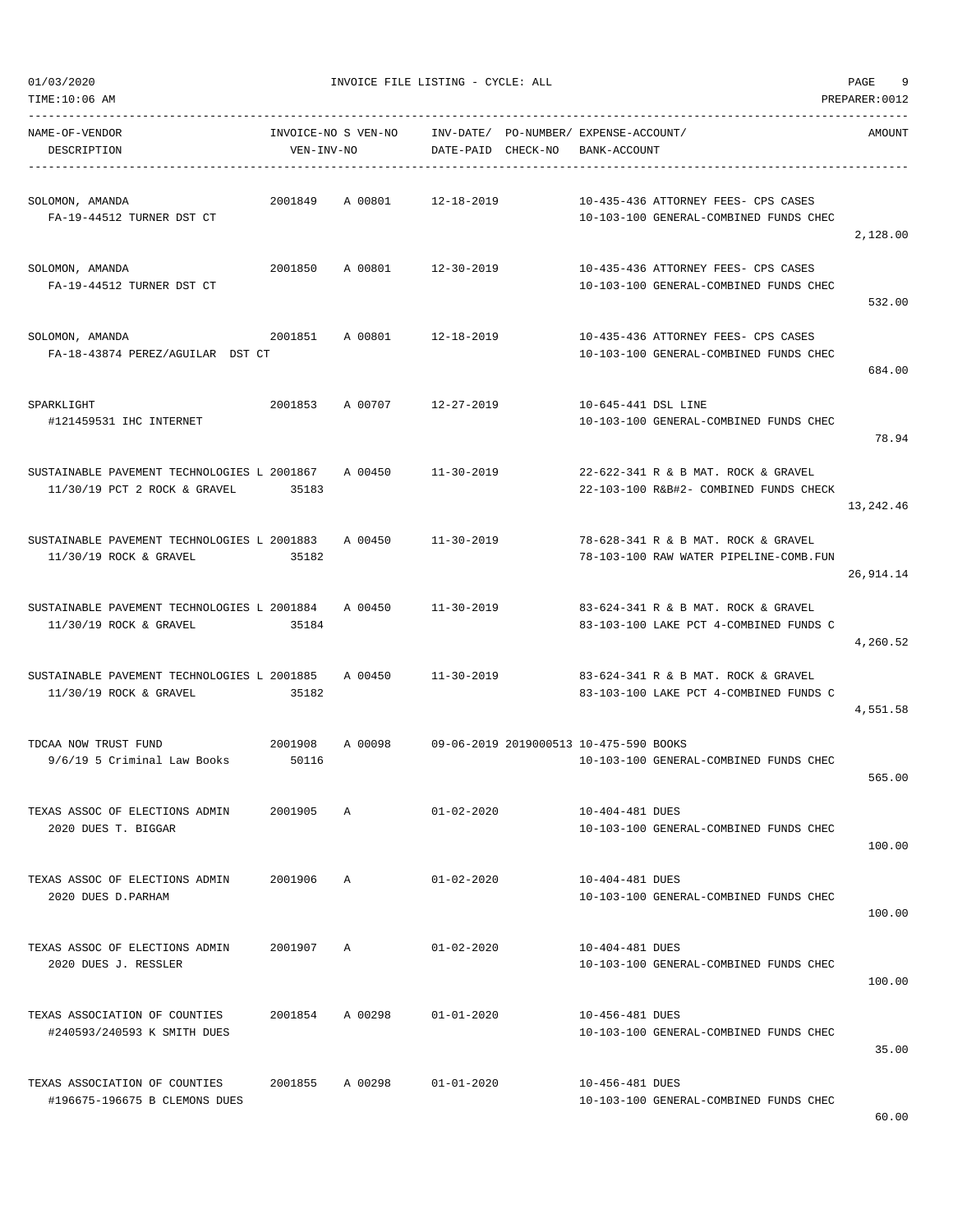| NAME-OF-VENDOR<br>DESCRIPTION | INVOICE-NO<br>VEN-INV-NO | S | VEN-NO | INV-DATE/<br>DATE-PAID | PO-NUMBER/<br>CHECK-NO | EXPENSE-ACCOUNT/<br>BANK-ACCOUNT | AMOUNT |
|---|---|---|---|---|---|---|---|
| SOLOMON, AMANDA<br>FA-19-44512 TURNER DST CT | 2001849 | A | 00801 | 12-18-2019 | | 10-435-436 ATTORNEY FEES- CPS CASES<br>10-103-100 GENERAL-COMBINED FUNDS CHEC | 2,128.00 |
| SOLOMON, AMANDA<br>FA-19-44512 TURNER DST CT | 2001850 | A | 00801 | 12-30-2019 | | 10-435-436 ATTORNEY FEES- CPS CASES<br>10-103-100 GENERAL-COMBINED FUNDS CHEC | 532.00 |
| SOLOMON, AMANDA<br>FA-18-43874 PEREZ/AGUILAR DST CT | 2001851 | A | 00801 | 12-18-2019 | | 10-435-436 ATTORNEY FEES- CPS CASES<br>10-103-100 GENERAL-COMBINED FUNDS CHEC | 684.00 |
| SPARKLIGHT<br>#121459531 IHC INTERNET | 2001853 | A | 00707 | 12-27-2019 | | 10-645-441 DSL LINE<br>10-103-100 GENERAL-COMBINED FUNDS CHEC | 78.94 |
| SUSTAINABLE PAVEMENT TECHNOLOGIES L<br>11/30/19 PCT 2 ROCK & GRAVEL | 2001867<br>35183 | A | 00450 | 11-30-2019 | | 22-622-341 R & B MAT. ROCK & GRAVEL<br>22-103-100 R&B#2- COMBINED FUNDS CHECK | 13,242.46 |
| SUSTAINABLE PAVEMENT TECHNOLOGIES L<br>11/30/19 ROCK & GRAVEL | 2001883<br>35182 | A | 00450 | 11-30-2019 | | 78-628-341 R & B MAT. ROCK & GRAVEL<br>78-103-100 RAW WATER PIPELINE-COMB.FUN | 26,914.14 |
| SUSTAINABLE PAVEMENT TECHNOLOGIES L<br>11/30/19 ROCK & GRAVEL | 2001884<br>35184 | A | 00450 | 11-30-2019 | | 83-624-341 R & B MAT. ROCK & GRAVEL<br>83-103-100 LAKE PCT 4-COMBINED FUNDS C | 4,260.52 |
| SUSTAINABLE PAVEMENT TECHNOLOGIES L<br>11/30/19 ROCK & GRAVEL | 2001885<br>35182 | A | 00450 | 11-30-2019 | | 83-624-341 R & B MAT. ROCK & GRAVEL<br>83-103-100 LAKE PCT 4-COMBINED FUNDS C | 4,551.58 |
| TDCAA NOW TRUST FUND<br>9/6/19 5 Criminal Law Books | 2001908<br>50116 | A | 00098 | 09-06-2019 | 2019000513 | 10-475-590 BOOKS<br>10-103-100 GENERAL-COMBINED FUNDS CHEC | 565.00 |
| TEXAS ASSOC OF ELECTIONS ADMIN<br>2020 DUES T. BIGGAR | 2001905 | A | | 01-02-2020 | | 10-404-481 DUES<br>10-103-100 GENERAL-COMBINED FUNDS CHEC | 100.00 |
| TEXAS ASSOC OF ELECTIONS ADMIN<br>2020 DUES D.PARHAM | 2001906 | A | | 01-02-2020 | | 10-404-481 DUES<br>10-103-100 GENERAL-COMBINED FUNDS CHEC | 100.00 |
| TEXAS ASSOC OF ELECTIONS ADMIN<br>2020 DUES J. RESSLER | 2001907 | A | | 01-02-2020 | | 10-404-481 DUES<br>10-103-100 GENERAL-COMBINED FUNDS CHEC | 100.00 |
| TEXAS ASSOCIATION OF COUNTIES<br>#240593/240593 K SMITH DUES | 2001854 | A | 00298 | 01-01-2020 | | 10-456-481 DUES<br>10-103-100 GENERAL-COMBINED FUNDS CHEC | 35.00 |
| TEXAS ASSOCIATION OF COUNTIES<br>#196675-196675 B CLEMONS DUES | 2001855 | A | 00298 | 01-01-2020 | | 10-456-481 DUES<br>10-103-100 GENERAL-COMBINED FUNDS CHEC | 60.00 |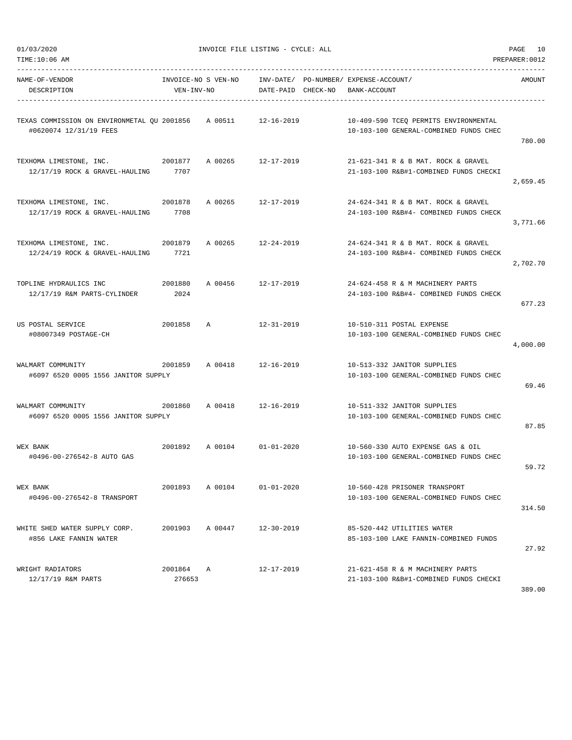| NAME-OF-VENDOR<br>DESCRIPTION | INVOICE-NO<br>VEN-INV-NO | S | VEN-NO | INV-DATE/<br>DATE-PAID | PO-NUMBER/<br>CHECK-NO | EXPENSE-ACCOUNT/<br>BANK-ACCOUNT | AMOUNT |
|---|---|---|---|---|---|---|---|
| TEXAS COMMISSION ON ENVIRONMETAL QU<br>#0620074 12/31/19 FEES | 2001856 | A | 00511 | 12-16-2019 | | 10-409-590 TCEQ PERMITS ENVIRONMENTAL<br>10-103-100 GENERAL-COMBINED FUNDS CHEC | 780.00 |
| TEXHOMA LIMESTONE, INC.<br>12/17/19 ROCK & GRAVEL-HAULING | 2001877<br>7707 | A | 00265 | 12-17-2019 | | 21-621-341 R & B MAT. ROCK & GRAVEL<br>21-103-100 R&B#1-COMBINED FUNDS CHECKI | 2,659.45 |
| TEXHOMA LIMESTONE, INC.<br>12/17/19 ROCK & GRAVEL-HAULING | 2001878<br>7708 | A | 00265 | 12-17-2019 | | 24-624-341 R & B MAT. ROCK & GRAVEL<br>24-103-100 R&B#4- COMBINED FUNDS CHECK | 3,771.66 |
| TEXHOMA LIMESTONE, INC.<br>12/24/19 ROCK & GRAVEL-HAULING | 2001879<br>7721 | A | 00265 | 12-24-2019 | | 24-624-341 R & B MAT. ROCK & GRAVEL<br>24-103-100 R&B#4- COMBINED FUNDS CHECK | 2,702.70 |
| TOPLINE HYDRAULICS INC<br>12/17/19 R&M PARTS-CYLINDER | 2001880<br>2024 | A | 00456 | 12-17-2019 | | 24-624-458 R & M MACHINERY PARTS<br>24-103-100 R&B#4- COMBINED FUNDS CHECK | 677.23 |
| US POSTAL SERVICE<br>#08007349 POSTAGE-CH | 2001858 | A | | 12-31-2019 | | 10-510-311 POSTAL EXPENSE<br>10-103-100 GENERAL-COMBINED FUNDS CHEC | 4,000.00 |
| WALMART COMMUNITY<br>#6097 6520 0005 1556 JANITOR SUPPLY | 2001859 | A | 00418 | 12-16-2019 | | 10-513-332 JANITOR SUPPLIES<br>10-103-100 GENERAL-COMBINED FUNDS CHEC | 69.46 |
| WALMART COMMUNITY<br>#6097 6520 0005 1556 JANITOR SUPPLY | 2001860 | A | 00418 | 12-16-2019 | | 10-511-332 JANITOR SUPPLIES<br>10-103-100 GENERAL-COMBINED FUNDS CHEC | 87.85 |
| WEX BANK<br>#0496-00-276542-8 AUTO GAS | 2001892 | A | 00104 | 01-01-2020 | | 10-560-330 AUTO EXPENSE GAS & OIL<br>10-103-100 GENERAL-COMBINED FUNDS CHEC | 59.72 |
| WEX BANK<br>#0496-00-276542-8 TRANSPORT | 2001893 | A | 00104 | 01-01-2020 | | 10-560-428 PRISONER TRANSPORT<br>10-103-100 GENERAL-COMBINED FUNDS CHEC | 314.50 |
| WHITE SHED WATER SUPPLY CORP.<br>#856 LAKE FANNIN WATER | 2001903 | A | 00447 | 12-30-2019 | | 85-520-442 UTILITIES WATER<br>85-103-100 LAKE FANNIN-COMBINED FUNDS | 27.92 |
| WRIGHT RADIATORS<br>12/17/19 R&M PARTS | 2001864<br>276653 | A | | 12-17-2019 | | 21-621-458 R & M MACHINERY PARTS<br>21-103-100 R&B#1-COMBINED FUNDS CHECKI | 389.00 |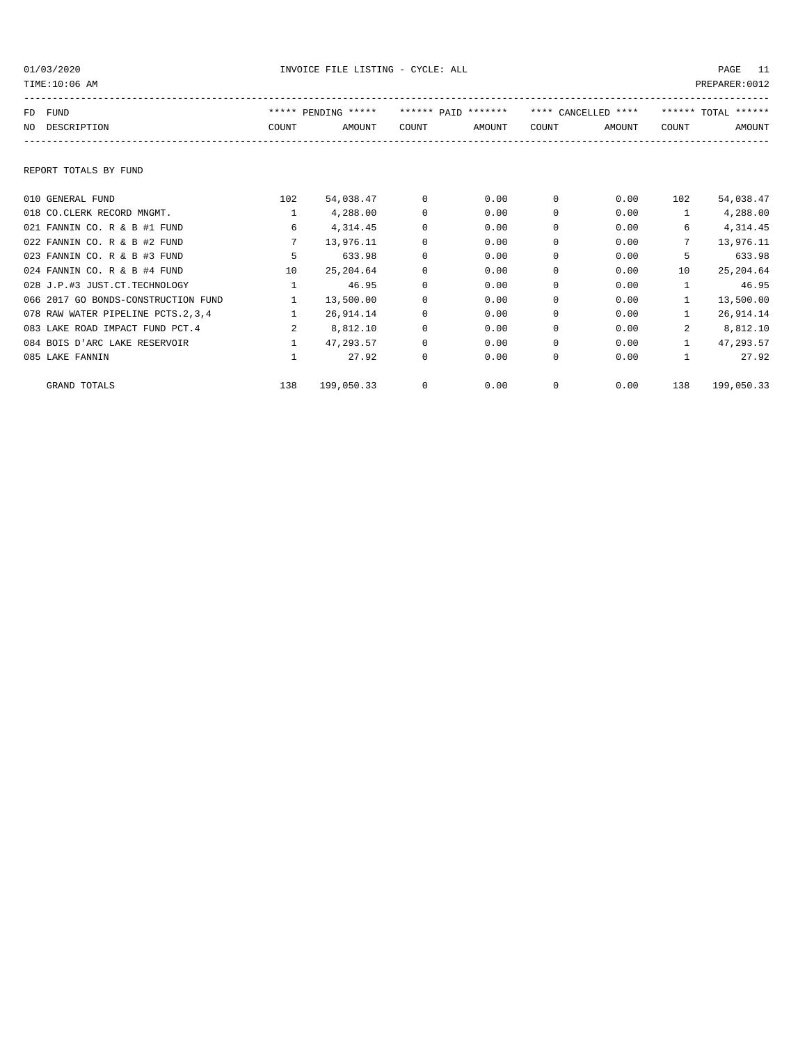01/03/2020 INVOICE FILE LISTING - CYCLE: ALL

TIME:10:06 AM PREPARER:0012

| FD NO | FUND DESCRIPTION | ***** PENDING ***** COUNT | AMOUNT | ****** PAID ******* COUNT | AMOUNT | **** CANCELLED **** COUNT | AMOUNT | ****** TOTAL ****** COUNT | AMOUNT |
|---|---|---|---|---|---|---|---|---|---|
| | REPORT TOTALS BY FUND | | | | | | | | |
| 010 | GENERAL FUND | 102 | 54,038.47 | 0 | 0.00 | 0 | 0.00 | 102 | 54,038.47 |
| 018 | CO.CLERK RECORD MNGMT. | 1 | 4,288.00 | 0 | 0.00 | 0 | 0.00 | 1 | 4,288.00 |
| 021 | FANNIN CO. R & B #1 FUND | 6 | 4,314.45 | 0 | 0.00 | 0 | 0.00 | 6 | 4,314.45 |
| 022 | FANNIN CO. R & B #2 FUND | 7 | 13,976.11 | 0 | 0.00 | 0 | 0.00 | 7 | 13,976.11 |
| 023 | FANNIN CO. R & B #3 FUND | 5 | 633.98 | 0 | 0.00 | 0 | 0.00 | 5 | 633.98 |
| 024 | FANNIN CO. R & B #4 FUND | 10 | 25,204.64 | 0 | 0.00 | 0 | 0.00 | 10 | 25,204.64 |
| 028 | J.P.#3 JUST.CT.TECHNOLOGY | 1 | 46.95 | 0 | 0.00 | 0 | 0.00 | 1 | 46.95 |
| 066 | 2017 GO BONDS-CONSTRUCTION FUND | 1 | 13,500.00 | 0 | 0.00 | 0 | 0.00 | 1 | 13,500.00 |
| 078 | RAW WATER PIPELINE PCTS.2,3,4 | 1 | 26,914.14 | 0 | 0.00 | 0 | 0.00 | 1 | 26,914.14 |
| 083 | LAKE ROAD IMPACT FUND PCT.4 | 2 | 8,812.10 | 0 | 0.00 | 0 | 0.00 | 2 | 8,812.10 |
| 084 | BOIS D'ARC LAKE RESERVOIR | 1 | 47,293.57 | 0 | 0.00 | 0 | 0.00 | 1 | 47,293.57 |
| 085 | LAKE FANNIN | 1 | 27.92 | 0 | 0.00 | 0 | 0.00 | 1 | 27.92 |
| | GRAND TOTALS | 138 | 199,050.33 | 0 | 0.00 | 0 | 0.00 | 138 | 199,050.33 |